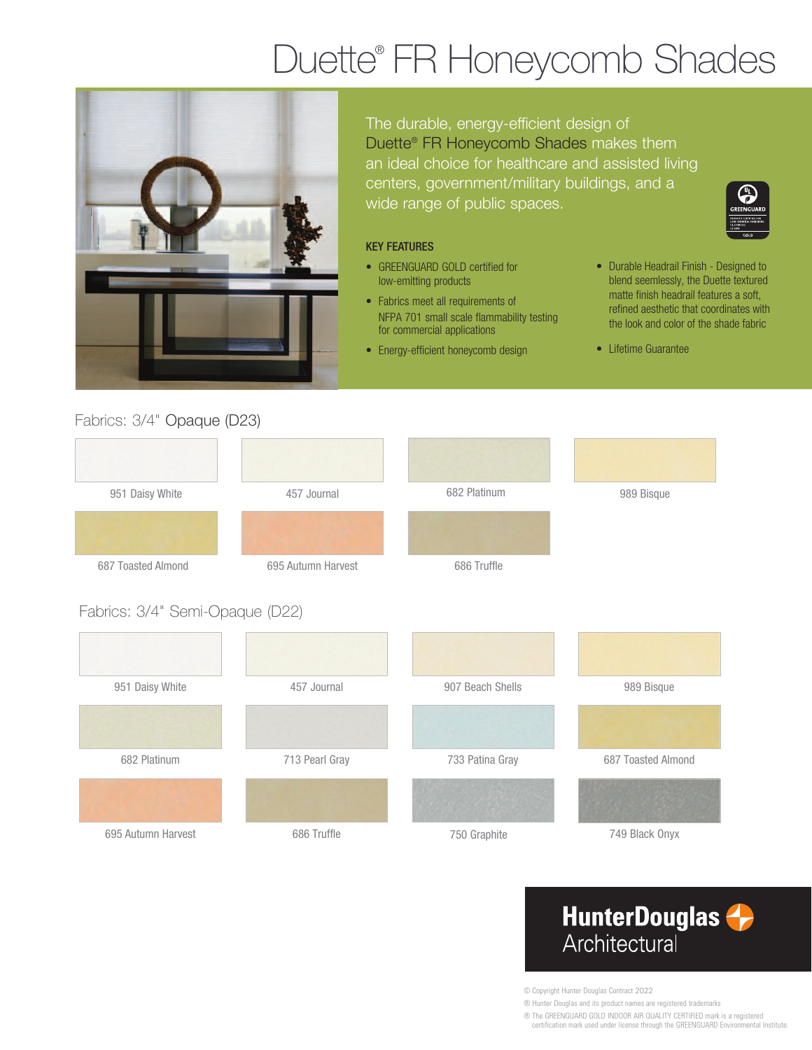# Duette® FR Honeycomb Shades

The durable, energy-efficient design of Duette® FR Honeycomb Shades makes them an ideal choice for healthcare and assisted living centers, government/military buildings, and a wide range of public spaces.

### KEY FEATURES

- GREENGUARD GOLD certified for low-emitting products
- Fabrics meet all requirements of NFPA 701 small scale flammability testing for commercial applications
- Energy-efficient honeycomb design
- Durable Headrail Finish - Designed to blend seemlessly, the Duette textured matte finish headrail features a soft, refined aesthetic that coordinates with the look and color of the shade fabric
- Lifetime Guarantee

## Fabrics: 3/4" Opaque (D23)

- 951 Daisy White
- 457 Journal
- 682 Platinum
- 989 Bisque
- 687 Toasted Almond
- 695 Autumn Harvest
- 686 Truffle

## Fabrics: 3/4" Semi-Opaque (D22)

- 951 Daisy White
- 457 Journal
- 907 Beach Shells
- 989 Bisque
- 682 Platinum
- 713 Pearl Gray
- 733 Patina Gray
- 687 Toasted Almond
- 695 Autumn Harvest
- 686 Truffle
- 750 Graphite
- 749 Black Onyx

**HunterDouglas Architectural**

© Copyright Hunter Douglas Contract 2022

® Hunter Douglas and its product names are registered trademarks

® The GREENGUARD GOLD INDOOR AIR QUALITY CERTIFIED mark is a registered certification mark used under license through the GREENGUARD Environmental Institute.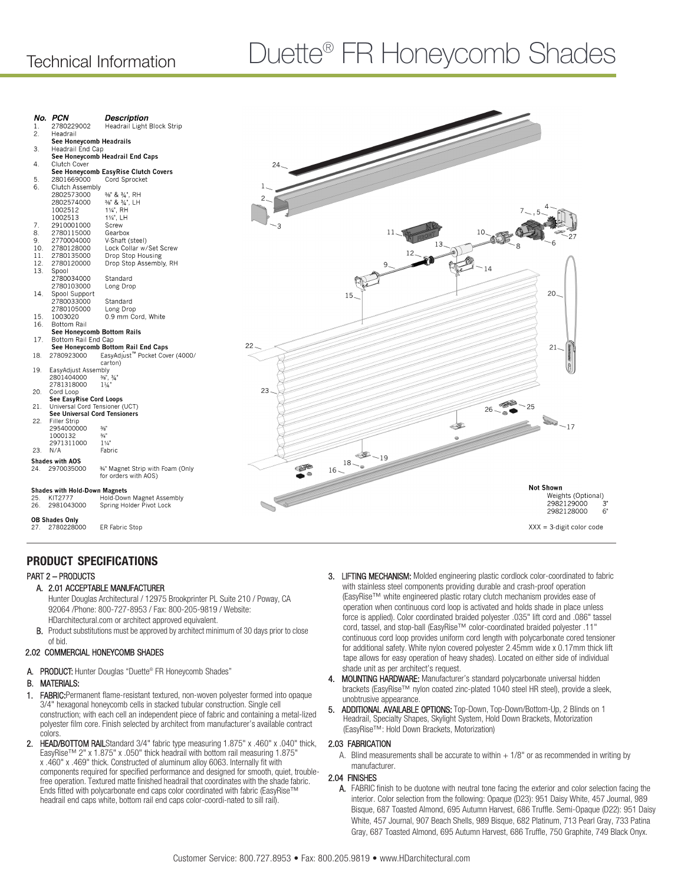# Technical Information

# Duette® FR Honeycomb Shades

| No. | PCN | Description |
|---|---|---|
| 1. | 2780229002 | Headrail Light Block Strip |
| 2. | Headrail | |
| | **See Honeycomb Headrails** | |
| 3. | Headrail End Cap | |
| | **See Honeycomb Headrail End Caps** | |
| 4. | Clutch Cover | |
| | **See Honeycomb EasyRise Clutch Covers** | |
| 5. | 2801669000 | Cord Sprocket |
| 6. | Clutch Assembly | |
| | 2802573000 | ⅜" & ¾", RH |
| | 2802574000 | ⅜" & ¾", LH |
| | 1002512 | 1¼", RH |
| | 1002513 | 1¼", LH |
| 7. | 2910001000 | Screw |
| 8. | 2780115000 | Gearbox |
| 9. | 2770004000 | V-Shaft (steel) |
| 10. | 2780128000 | Lock Collar w/Set Screw |
| 11. | 2780135000 | Drop Stop Housing |
| 12. | 2780120000 | Drop Stop Assembly, RH |
| 13. | Spool | |
| | 2780034000 | Standard |
| | 2780103000 | Long Drop |
| 14. | Spool Support | |
| | 2780033000 | Standard |
| | 2780105000 | Long Drop |
| 15. | 1003020 | 0.9 mm Cord, White |
| 16. | Bottom Rail | |
| | **See Honeycomb Bottom Rails** | |
| 17. | Bottom Rail End Cap | |
| | **See Honeycomb Bottom Rail End Caps** | |
| 18. | 2780923000 | EasyAdjust™ Pocket Cover (4000/carton) |
| 19. | EasyAdjust Assembly | |
| | 2801404000 | ⅜", ¾" |
| | 2781318000 | 1¼" |
| 20. | Cord Loop | |
| | **See EasyRise Cord Loops** | |
| 21. | Universal Cord Tensioner (UCT) | |
| | **See Universal Cord Tensioners** | |
| 22. | Filler Strip | |
| | 2954000000 | ⅜" |
| | 1000132 | ¾" |
| | 2971311000 | 1¼" |
| 23. | N/A | Fabric |
| **Shades with AOS** | | |
| 24. | 2970035000 | ¾" Magnet Strip with Foam (Only for orders with AOS) |
| **Shades with Hold-Down Magnets** | | |
| 25. | KIT2777 | Hold-Down Magnet Assembly |
| 26. | 2981043000 | Spring Holder Pivot Lock |
| **OB Shades Only** | | |
| 27. | 2780228000 | ER Fabric Stop |

24
1
2
3
4
7 5
11
10
13
8
6
27
12
9
14
15
20
22
21
23
26
25
17
18
19
16

**Not Shown**
Weights (Optional)
2982129000 3"
2982128000 6"

XXX = 3-digit color code

## PRODUCT SPECIFICATIONS

### PART 2 – PRODUCTS

**A.** 2.01 ACCEPTABLE MANUFACTURER
Hunter Douglas Architectural / 12975 Brookprinter PL Suite 210 / Poway, CA 92064 /Phone: 800-727-8953 / Fax: 800-205-9819 / Website: HDarchitectural.com or architect approved equivalent.

**B.** Product substitutions must be approved by architect minimum of 30 days prior to close of bid.

### 2.02 COMMERCIAL HONEYCOMB SHADES

**A. PRODUCT:** Hunter Douglas "Duette® FR Honeycomb Shades"

**B. MATERIALS:**

1. **FABRIC:** Permanent flame-resistant textured, non-woven polyester formed into opaque 3/4" hexagonal honeycomb cells in stacked tubular construction. Single cell construction; with each cell an independent piece of fabric and containing a metal-lized polyester film core. Finish selected by architect from manufacturer's available contract colors.
2. **HEAD/BOTTOM RAIL** Standard 3/4" fabric type measuring 1.875" x .460" x .040" thick, EasyRise™ 2" x 1.875" x .050" thick headrail with bottom rail measuring 1.875" x .460" x .469" thick. Constructed of aluminum alloy 6063. Internally fit with components required for specified performance and designed for smooth, quiet, trouble-free operation. Textured matte finished headrail that coordinates with the shade fabric. Ends fitted with polycarbonate end caps color coordinated with fabric (EasyRise™ headrail end caps white, bottom rail end caps color-coordi-nated to sill rail).
3. **LIFTING MECHANISM:** Molded engineering plastic cordlock color-coordinated to fabric with stainless steel components providing durable and crash-proof operation (EasyRise™ white engineered plastic rotary clutch mechanism provides ease of operation when continuous cord loop is activated and holds shade in place unless force is applied). Color coordinated braided polyester .035" lift cord and .086" tassel cord, tassel, and stop-ball (EasyRise™ color-coordinated braided polyester .11" continuous cord loop provides uniform cord length with polycarbonate cored tensioner for additional safety. White nylon covered polyester 2.45mm wide x 0.17mm thick lift tape allows for easy operation of heavy shades). Located on either side of individual shade unit as per architect's request.
4. **MOUNTING HARDWARE:** Manufacturer's standard polycarbonate universal hidden brackets (EasyRise™ nylon coated zinc-plated 1040 steel HR steel), provide a sleek, unobtrusive appearance.
5. **ADDITIONAL AVAILABLE OPTIONS:** Top-Down, Top-Down/Bottom-Up, 2 Blinds on 1 Headrail, Specialty Shapes, Skylight System, Hold Down Brackets, Motorization (EasyRise™: Hold Down Brackets, Motorization)

### 2.03 FABRICATION

A. Blind measurements shall be accurate to within + 1/8" or as recommended in writing by manufacturer.

### 2.04 FINISHES

**A.** FABRIC finish to be duotone with neutral tone facing the exterior and color selection facing the interior. Color selection from the following: Opaque (D23): 951 Daisy White, 457 Journal, 989 Bisque, 687 Toasted Almond, 695 Autumn Harvest, 686 Truffle. Semi-Opaque (D22): 951 Daisy White, 457 Journal, 907 Beach Shells, 989 Bisque, 682 Platinum, 713 Pearl Gray, 733 Patina Gray, 687 Toasted Almond, 695 Autumn Harvest, 686 Truffle, 750 Graphite, 749 Black Onyx.

Customer Service: 800.727.8953 • Fax: 800.205.9819 • www.HDarchitectural.com